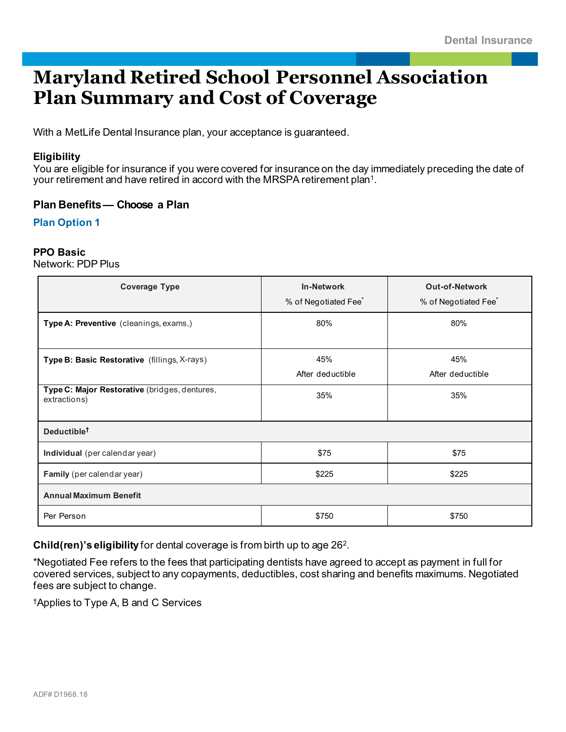# Maryland Retired School Personnel Association Plan Summary and Cost of Coverage

With a MetLife Dental Insurance plan, your acceptance is guaranteed.

**Eligibility**
You are eligible for insurance if you were covered for insurance on the day immediately preceding the date of your retirement and have retired in accord with the MRSPA retirement plan[1].

### Plan Benefits — Choose a Plan

**Plan Option 1**

**PPO Basic**
Network: PDP Plus

| Coverage Type | In-Network<br>% of Negotiated Fee* | Out-of-Network<br>% of Negotiated Fee* |
|---|---|---|
| **Type A: Preventive** (cleanings, exams,) | 80% | 80% |
| **Type B: Basic Restorative** (fillings, X-rays) | 45%<br>After deductible | 45%<br>After deductible |
| **Type C: Major Restorative** (bridges, dentures, extractions) | 35% | 35% |
| **Deductible†** | | |
| **Individual** (per calendar year) | $75 | $75 |
| **Family** (per calendar year) | $225 | $225 |
| **Annual Maximum Benefit** | | |
| Per Person | $750 | $750 |

**Child(ren)'s eligibility** for dental coverage is from birth up to age 26[2].

*Negotiated Fee refers to the fees that participating dentists have agreed to accept as payment in full for covered services, subject to any copayments, deductibles, cost sharing and benefits maximums. Negotiated fees are subject to change.

†Applies to Type A, B and C Services

ADF# D1968.18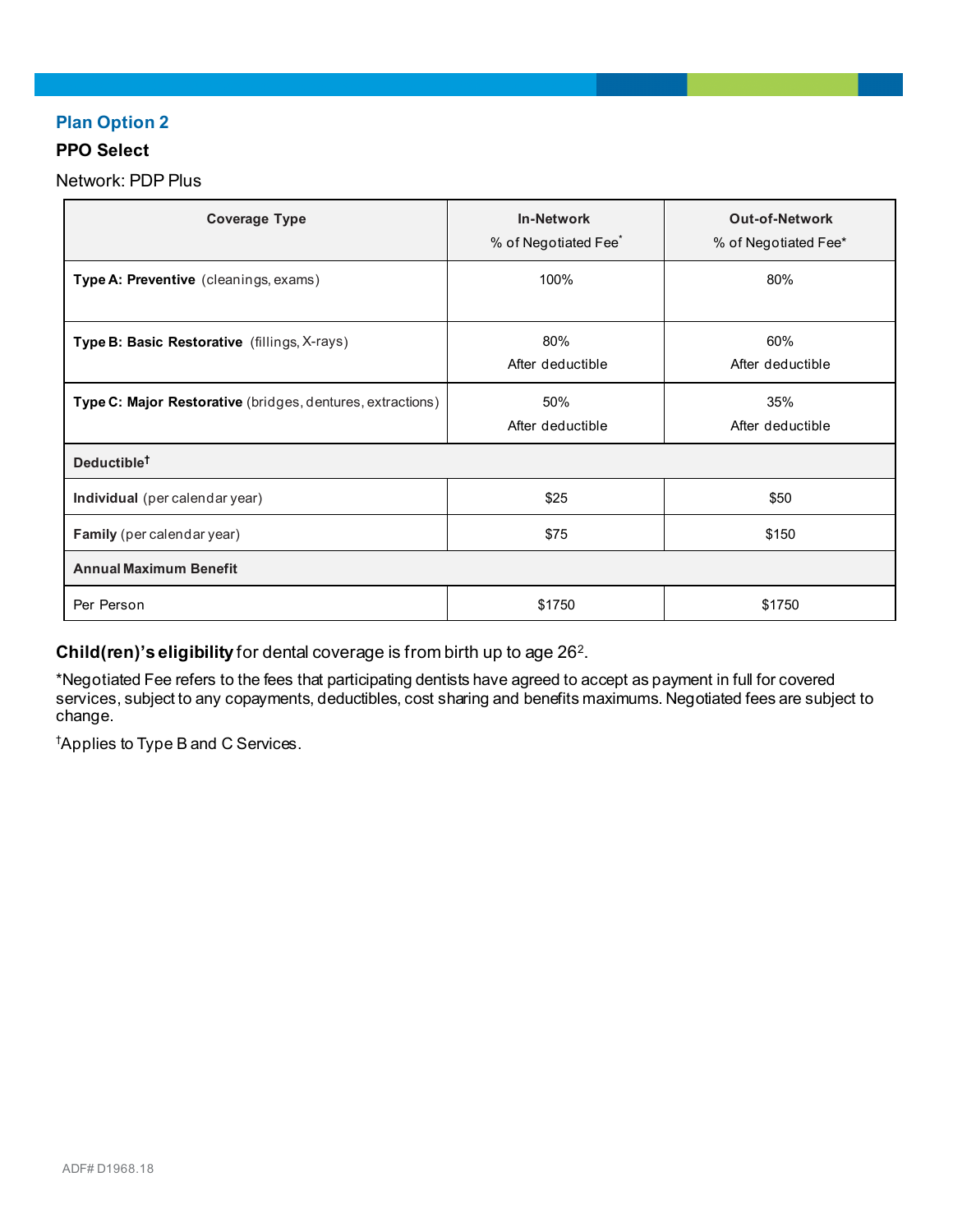## Plan Option 2

**PPO Select**

Network: PDP Plus

| Coverage Type | In-Network<br>% of Negotiated Fee* | Out-of-Network<br>% of Negotiated Fee* |
|---|---|---|
| **Type A: Preventive** (cleanings, exams) | 100% | 80% |
| **Type B: Basic Restorative** (fillings, X-rays) | 80%<br>After deductible | 60%<br>After deductible |
| **Type C: Major Restorative** (bridges, dentures, extractions) | 50%<br>After deductible | 35%<br>After deductible |
| **Deductible†** | | |
| **Individual** (per calendar year) | $25 | $50 |
| **Family** (per calendar year) | $75 | $150 |
| **Annual Maximum Benefit** | | |
| Per Person | $1750 | $1750 |

**Child(ren)'s eligibility** for dental coverage is from birth up to age 26[2].

*Negotiated Fee refers to the fees that participating dentists have agreed to accept as payment in full for covered services, subject to any copayments, deductibles, cost sharing and benefits maximums. Negotiated fees are subject to change.

†Applies to Type B and C Services.

ADF# D1968.18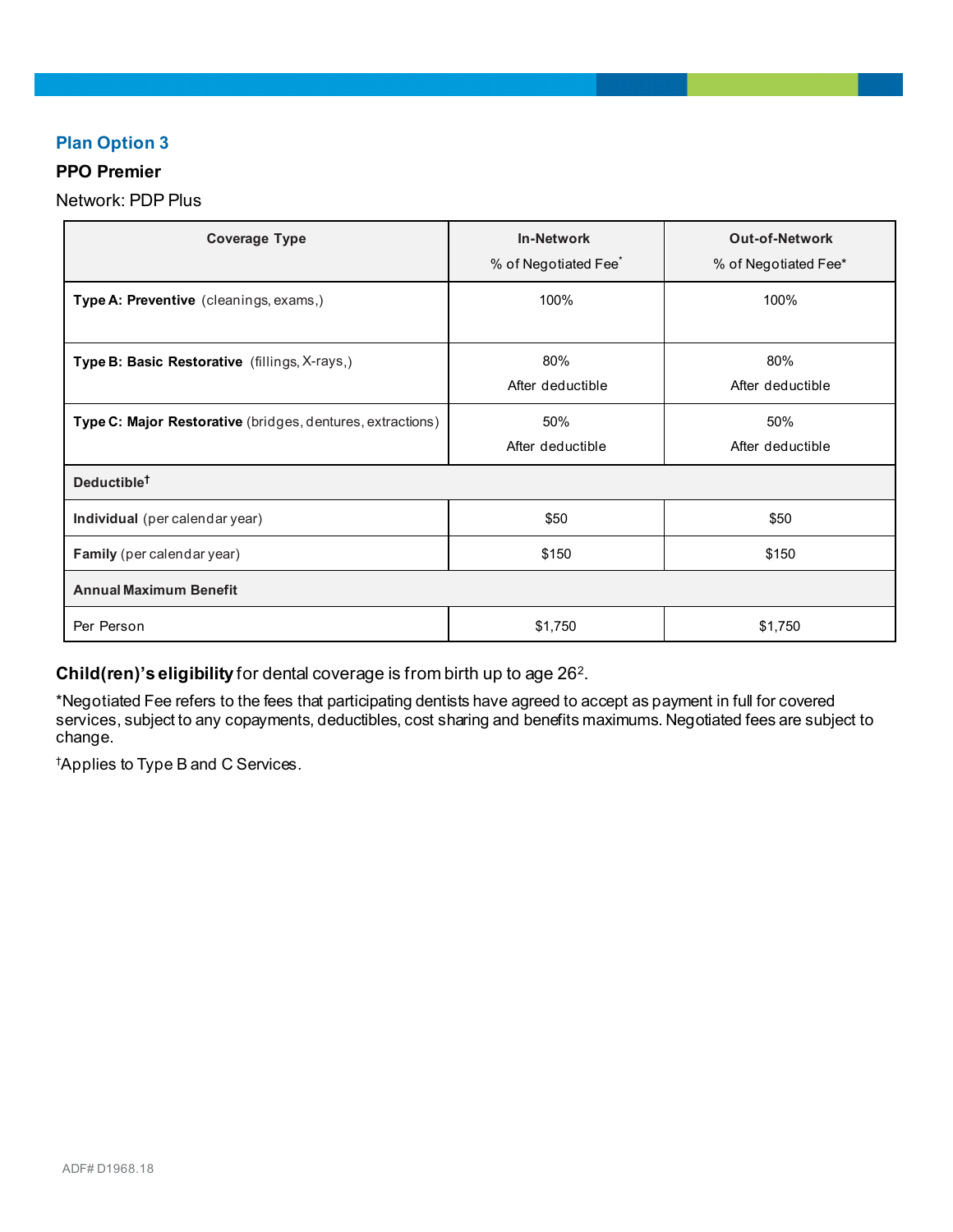## Plan Option 3

**PPO Premier**

Network: PDP Plus

| Coverage Type | In-Network<br>% of Negotiated Fee* | Out-of-Network<br>% of Negotiated Fee* |
|---|---|---|
| **Type A: Preventive** (cleanings, exams,) | 100% | 100% |
| **Type B: Basic Restorative** (fillings, X-rays,) | 80%<br>After deductible | 80%<br>After deductible |
| **Type C: Major Restorative** (bridges, dentures, extractions) | 50%<br>After deductible | 50%<br>After deductible |
| **Deductible†** | | |
| **Individual** (per calendar year) | $50 | $50 |
| **Family** (per calendar year) | $150 | $150 |
| **Annual Maximum Benefit** | | |
| Per Person | $1,750 | $1,750 |

**Child(ren)'s eligibility** for dental coverage is from birth up to age 26[2].

*Negotiated Fee refers to the fees that participating dentists have agreed to accept as payment in full for covered services, subject to any copayments, deductibles, cost sharing and benefits maximums. Negotiated fees are subject to change.

†Applies to Type B and C Services.

ADF# D1968.18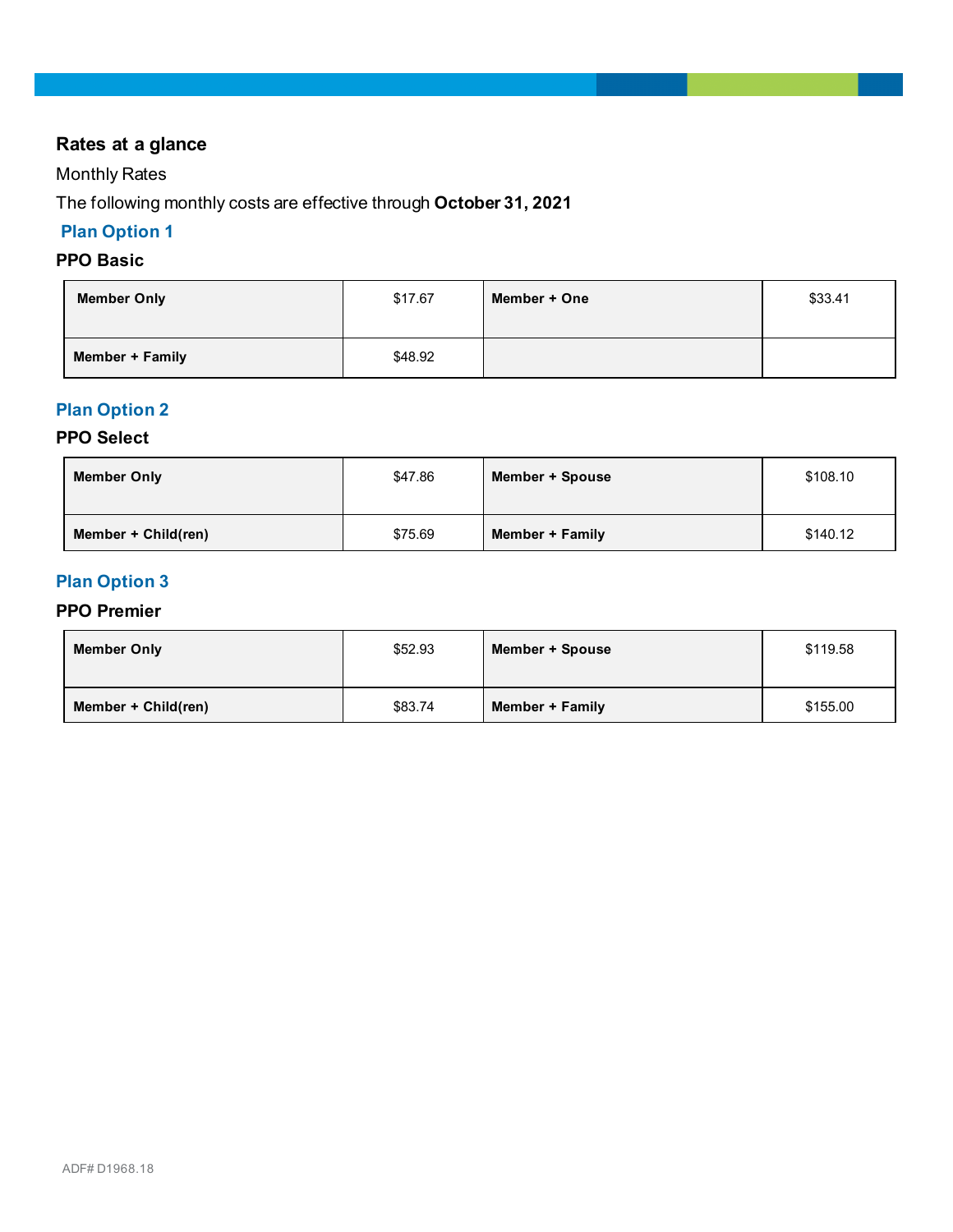## Rates at a glance

Monthly Rates

The following monthly costs are effective through **October 31, 2021**

### Plan Option 1

**PPO Basic**

| | | | |
|---|---|---|---|
| **Member Only** | $17.67 | **Member + One** | $33.41 |
| **Member + Family** | $48.92 | | |

### Plan Option 2

**PPO Select**

| | | | |
|---|---|---|---|
| **Member Only** | $47.86 | **Member + Spouse** | $108.10 |
| **Member + Child(ren)** | $75.69 | **Member + Family** | $140.12 |

### Plan Option 3

**PPO Premier**

| | | | |
|---|---|---|---|
| **Member Only** | $52.93 | **Member + Spouse** | $119.58 |
| **Member + Child(ren)** | $83.74 | **Member + Family** | $155.00 |

ADF# D1968.18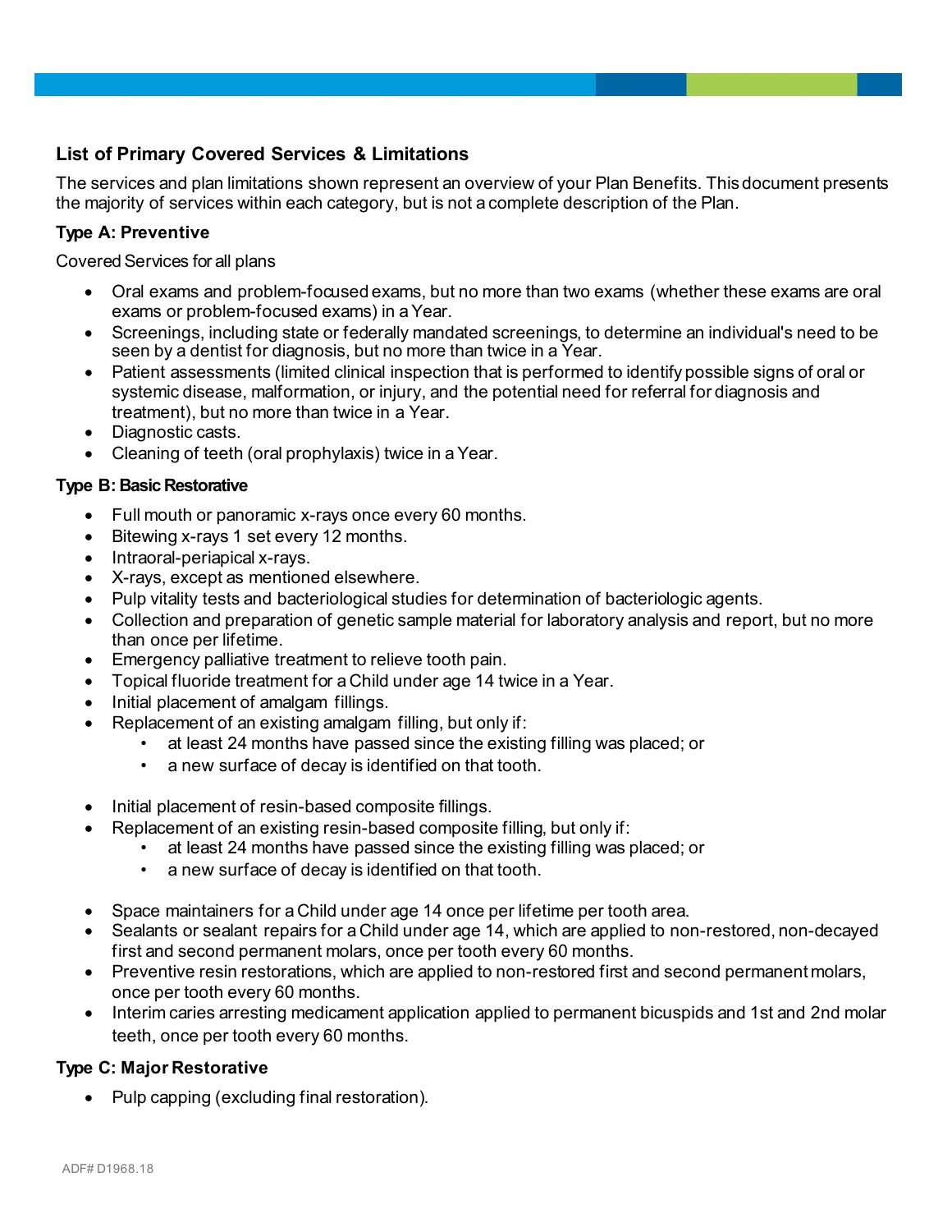## List of Primary Covered Services & Limitations

The services and plan limitations shown represent an overview of your Plan Benefits. This document presents the majority of services within each category, but is not a complete description of the Plan.

### Type A: Preventive

Covered Services for all plans

- Oral exams and problem-focused exams, but no more than two exams (whether these exams are oral exams or problem-focused exams) in a Year.
- Screenings, including state or federally mandated screenings, to determine an individual's need to be seen by a dentist for diagnosis, but no more than twice in a Year.
- Patient assessments (limited clinical inspection that is performed to identify possible signs of oral or systemic disease, malformation, or injury, and the potential need for referral for diagnosis and treatment), but no more than twice in a Year.
- Diagnostic casts.
- Cleaning of teeth (oral prophylaxis) twice in a Year.

### Type B: Basic Restorative

- Full mouth or panoramic x-rays once every 60 months.
- Bitewing x-rays 1 set every 12 months.
- Intraoral-periapical x-rays.
- X-rays, except as mentioned elsewhere.
- Pulp vitality tests and bacteriological studies for determination of bacteriologic agents.
- Collection and preparation of genetic sample material for laboratory analysis and report, but no more than once per lifetime.
- Emergency palliative treatment to relieve tooth pain.
- Topical fluoride treatment for a Child under age 14 twice in a Year.
- Initial placement of amalgam fillings.
- Replacement of an existing amalgam filling, but only if:
  - at least 24 months have passed since the existing filling was placed; or
  - a new surface of decay is identified on that tooth.
- Initial placement of resin-based composite fillings.
- Replacement of an existing resin-based composite filling, but only if:
  - at least 24 months have passed since the existing filling was placed; or
  - a new surface of decay is identified on that tooth.
- Space maintainers for a Child under age 14 once per lifetime per tooth area.
- Sealants or sealant repairs for a Child under age 14, which are applied to non-restored, non-decayed first and second permanent molars, once per tooth every 60 months.
- Preventive resin restorations, which are applied to non-restored first and second permanent molars, once per tooth every 60 months.
- Interim caries arresting medicament application applied to permanent bicuspids and 1st and 2nd molar teeth, once per tooth every 60 months.

### Type C: Major Restorative

- Pulp capping (excluding final restoration).

ADF# D1968.18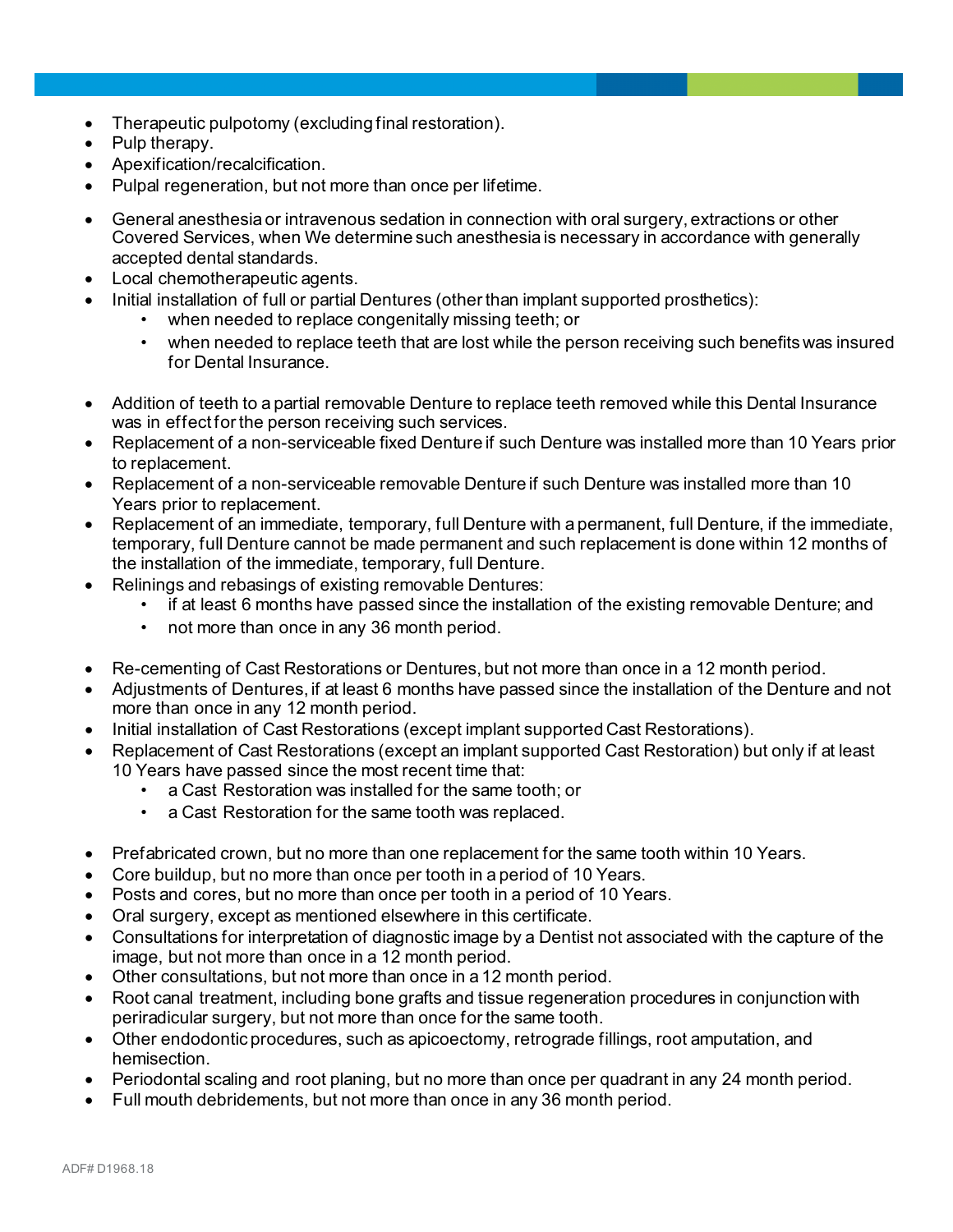- Therapeutic pulpotomy (excluding final restoration).
- Pulp therapy.
- Apexification/recalcification.
- Pulpal regeneration, but not more than once per lifetime.
- General anesthesia or intravenous sedation in connection with oral surgery, extractions or other Covered Services, when We determine such anesthesia is necessary in accordance with generally accepted dental standards.
- Local chemotherapeutic agents.
- Initial installation of full or partial Dentures (other than implant supported prosthetics):
  - when needed to replace congenitally missing teeth; or
  - when needed to replace teeth that are lost while the person receiving such benefits was insured for Dental Insurance.
- Addition of teeth to a partial removable Denture to replace teeth removed while this Dental Insurance was in effect for the person receiving such services.
- Replacement of a non-serviceable fixed Denture if such Denture was installed more than 10 Years prior to replacement.
- Replacement of a non-serviceable removable Denture if such Denture was installed more than 10 Years prior to replacement.
- Replacement of an immediate, temporary, full Denture with a permanent, full Denture, if the immediate, temporary, full Denture cannot be made permanent and such replacement is done within 12 months of the installation of the immediate, temporary, full Denture.
- Relinings and rebasings of existing removable Dentures:
  - if at least 6 months have passed since the installation of the existing removable Denture; and
  - not more than once in any 36 month period.
- Re-cementing of Cast Restorations or Dentures, but not more than once in a 12 month period.
- Adjustments of Dentures, if at least 6 months have passed since the installation of the Denture and not more than once in any 12 month period.
- Initial installation of Cast Restorations (except implant supported Cast Restorations).
- Replacement of Cast Restorations (except an implant supported Cast Restoration) but only if at least 10 Years have passed since the most recent time that:
  - a Cast Restoration was installed for the same tooth; or
  - a Cast Restoration for the same tooth was replaced.
- Prefabricated crown, but no more than one replacement for the same tooth within 10 Years.
- Core buildup, but no more than once per tooth in a period of 10 Years.
- Posts and cores, but no more than once per tooth in a period of 10 Years.
- Oral surgery, except as mentioned elsewhere in this certificate.
- Consultations for interpretation of diagnostic image by a Dentist not associated with the capture of the image, but not more than once in a 12 month period.
- Other consultations, but not more than once in a 12 month period.
- Root canal treatment, including bone grafts and tissue regeneration procedures in conjunction with periradicular surgery, but not more than once for the same tooth.
- Other endodontic procedures, such as apicoectomy, retrograde fillings, root amputation, and hemisection.
- Periodontal scaling and root planing, but no more than once per quadrant in any 24 month period.
- Full mouth debridements, but not more than once in any 36 month period.

ADF# D1968.18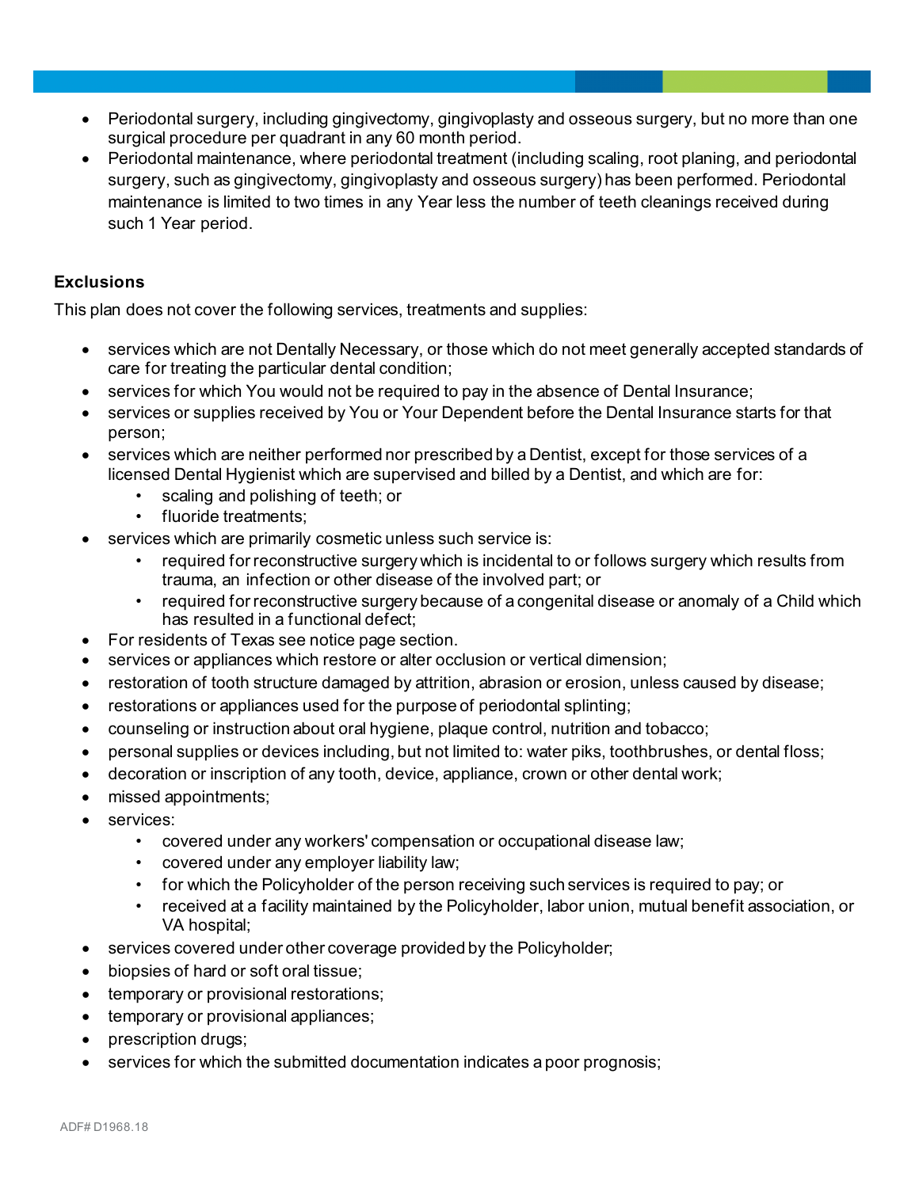- Periodontal surgery, including gingivectomy, gingivoplasty and osseous surgery, but no more than one surgical procedure per quadrant in any 60 month period.
- Periodontal maintenance, where periodontal treatment (including scaling, root planing, and periodontal surgery, such as gingivectomy, gingivoplasty and osseous surgery) has been performed. Periodontal maintenance is limited to two times in any Year less the number of teeth cleanings received during such 1 Year period.

**Exclusions**

This plan does not cover the following services, treatments and supplies:

- services which are not Dentally Necessary, or those which do not meet generally accepted standards of care for treating the particular dental condition;
- services for which You would not be required to pay in the absence of Dental Insurance;
- services or supplies received by You or Your Dependent before the Dental Insurance starts for that person;
- services which are neither performed nor prescribed by a Dentist, except for those services of a licensed Dental Hygienist which are supervised and billed by a Dentist, and which are for:
  - scaling and polishing of teeth; or
  - fluoride treatments;
- services which are primarily cosmetic unless such service is:
  - required for reconstructive surgery which is incidental to or follows surgery which results from trauma, an infection or other disease of the involved part; or
  - required for reconstructive surgery because of a congenital disease or anomaly of a Child which has resulted in a functional defect;
- For residents of Texas see notice page section.
- services or appliances which restore or alter occlusion or vertical dimension;
- restoration of tooth structure damaged by attrition, abrasion or erosion, unless caused by disease;
- restorations or appliances used for the purpose of periodontal splinting;
- counseling or instruction about oral hygiene, plaque control, nutrition and tobacco;
- personal supplies or devices including, but not limited to: water piks, toothbrushes, or dental floss;
- decoration or inscription of any tooth, device, appliance, crown or other dental work;
- missed appointments;
- services:
  - covered under any workers' compensation or occupational disease law;
  - covered under any employer liability law;
  - for which the Policyholder of the person receiving such services is required to pay; or
  - received at a facility maintained by the Policyholder, labor union, mutual benefit association, or VA hospital;
- services covered under other coverage provided by the Policyholder;
- biopsies of hard or soft oral tissue;
- temporary or provisional restorations;
- temporary or provisional appliances;
- prescription drugs;
- services for which the submitted documentation indicates a poor prognosis;

ADF# D1968.18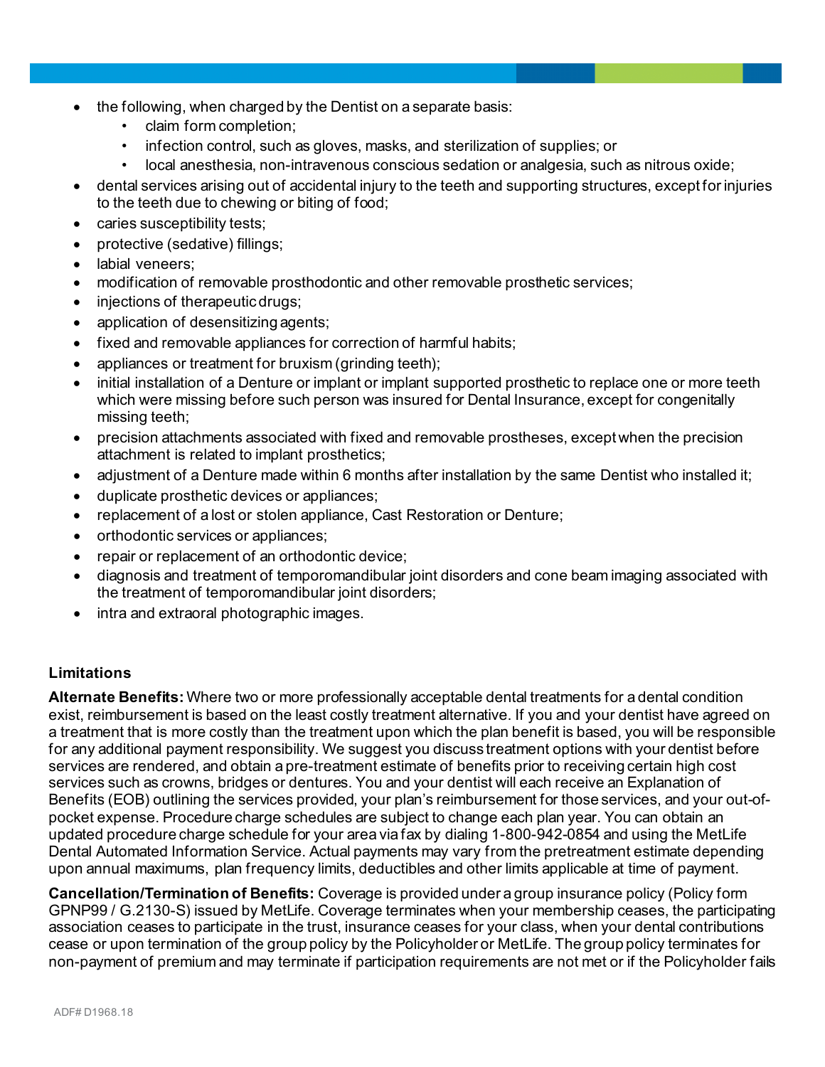- the following, when charged by the Dentist on a separate basis:
  - claim form completion;
  - infection control, such as gloves, masks, and sterilization of supplies; or
  - local anesthesia, non-intravenous conscious sedation or analgesia, such as nitrous oxide;
- dental services arising out of accidental injury to the teeth and supporting structures, except for injuries to the teeth due to chewing or biting of food;
- caries susceptibility tests;
- protective (sedative) fillings;
- labial veneers;
- modification of removable prosthodontic and other removable prosthetic services;
- injections of therapeutic drugs;
- application of desensitizing agents;
- fixed and removable appliances for correction of harmful habits;
- appliances or treatment for bruxism (grinding teeth);
- initial installation of a Denture or implant or implant supported prosthetic to replace one or more teeth which were missing before such person was insured for Dental Insurance, except for congenitally missing teeth;
- precision attachments associated with fixed and removable prostheses, except when the precision attachment is related to implant prosthetics;
- adjustment of a Denture made within 6 months after installation by the same Dentist who installed it;
- duplicate prosthetic devices or appliances;
- replacement of a lost or stolen appliance, Cast Restoration or Denture;
- orthodontic services or appliances;
- repair or replacement of an orthodontic device;
- diagnosis and treatment of temporomandibular joint disorders and cone beam imaging associated with the treatment of temporomandibular joint disorders;
- intra and extraoral photographic images.

**Limitations**

**Alternate Benefits:** Where two or more professionally acceptable dental treatments for a dental condition exist, reimbursement is based on the least costly treatment alternative. If you and your dentist have agreed on a treatment that is more costly than the treatment upon which the plan benefit is based, you will be responsible for any additional payment responsibility. We suggest you discuss treatment options with your dentist before services are rendered, and obtain a pre-treatment estimate of benefits prior to receiving certain high cost services such as crowns, bridges or dentures. You and your dentist will each receive an Explanation of Benefits (EOB) outlining the services provided, your plan's reimbursement for those services, and your out-of-pocket expense. Procedure charge schedules are subject to change each plan year. You can obtain an updated procedure charge schedule for your area via fax by dialing 1-800-942-0854 and using the MetLife Dental Automated Information Service. Actual payments may vary from the pretreatment estimate depending upon annual maximums, plan frequency limits, deductibles and other limits applicable at time of payment.

**Cancellation/Termination of Benefits:** Coverage is provided under a group insurance policy (Policy form GPNP99 / G.2130-S) issued by MetLife. Coverage terminates when your membership ceases, the participating association ceases to participate in the trust, insurance ceases for your class, when your dental contributions cease or upon termination of the group policy by the Policyholder or MetLife. The group policy terminates for non-payment of premium and may terminate if participation requirements are not met or if the Policyholder fails

ADF# D1968.18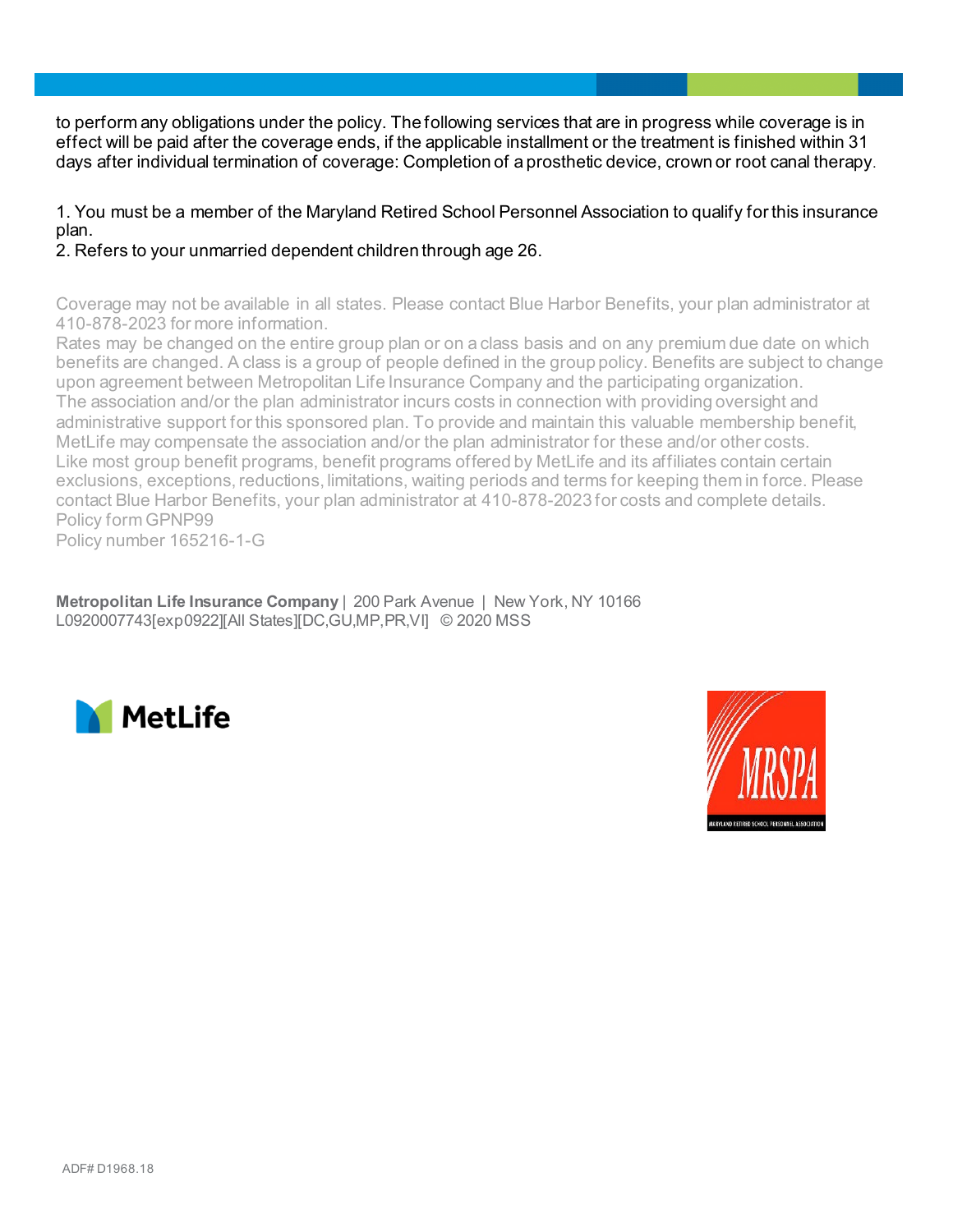to perform any obligations under the policy. The following services that are in progress while coverage is in effect will be paid after the coverage ends, if the applicable installment or the treatment is finished within 31 days after individual termination of coverage: Completion of a prosthetic device, crown or root canal therapy.

1. You must be a member of the Maryland Retired School Personnel Association to qualify for this insurance plan.
2. Refers to your unmarried dependent children through age 26.

Coverage may not be available in all states. Please contact Blue Harbor Benefits, your plan administrator at 410-878-2023 for more information.
Rates may be changed on the entire group plan or on a class basis and on any premium due date on which benefits are changed. A class is a group of people defined in the group policy. Benefits are subject to change upon agreement between Metropolitan Life Insurance Company and the participating organization.
The association and/or the plan administrator incurs costs in connection with providing oversight and administrative support for this sponsored plan. To provide and maintain this valuable membership benefit, MetLife may compensate the association and/or the plan administrator for these and/or other costs.
Like most group benefit programs, benefit programs offered by MetLife and its affiliates contain certain exclusions, exceptions, reductions, limitations, waiting periods and terms for keeping them in force. Please contact Blue Harbor Benefits, your plan administrator at 410-878-2023 for costs and complete details.
Policy form GPNP99
Policy number 165216-1-G

**Metropolitan Life Insurance Company** | 200 Park Avenue | New York, NY 10166
L0920007743[exp0922][All States][DC,GU,MP,PR,VI] © 2020 MSS

MetLife

MRSPA
MARYLAND RETIRED SCHOOL PERSONNEL ASSOCIATION

ADF# D1968.18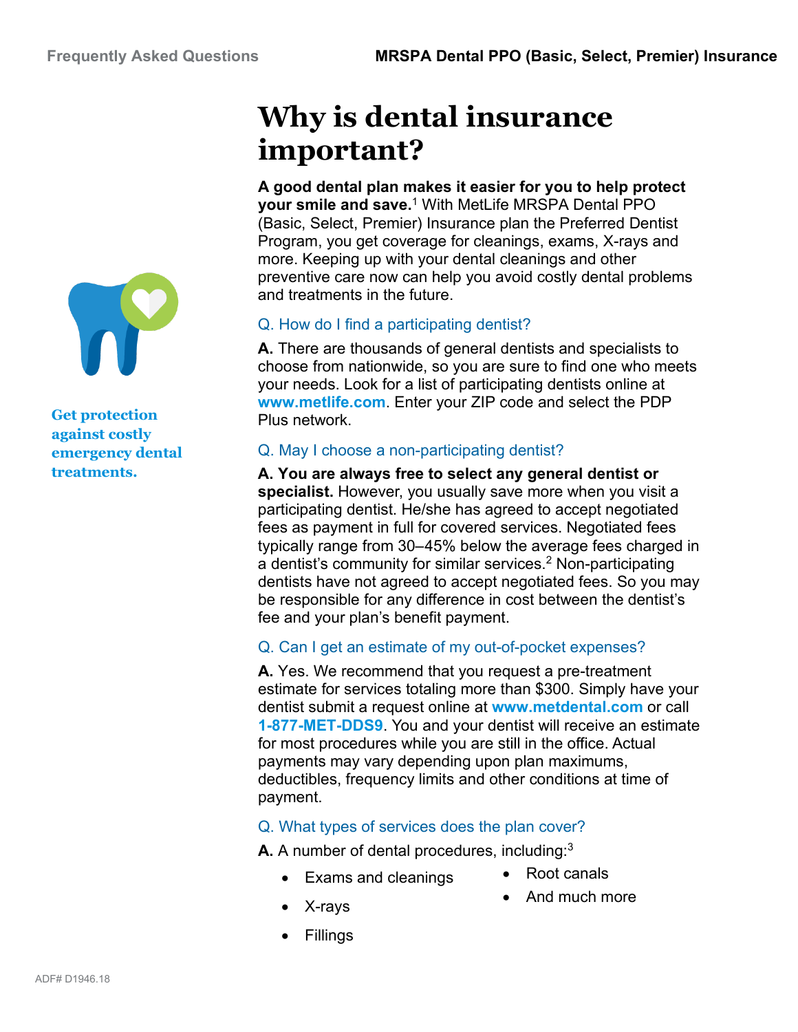# Why is dental insurance important?

**A good dental plan makes it easier for you to help protect your smile and save.**[1] With MetLife MRSPA Dental PPO (Basic, Select, Premier) Insurance plan the Preferred Dentist Program, you get coverage for cleanings, exams, X-rays and more. Keeping up with your dental cleanings and other preventive care now can help you avoid costly dental problems and treatments in the future.

**Get protection against costly emergency dental treatments.**

### Q. How do I find a participating dentist?

**A.** There are thousands of general dentists and specialists to choose from nationwide, so you are sure to find one who meets your needs. Look for a list of participating dentists online at **www.metlife.com**. Enter your ZIP code and select the PDP Plus network.

### Q. May I choose a non-participating dentist?

**A. You are always free to select any general dentist or specialist.** However, you usually save more when you visit a participating dentist. He/she has agreed to accept negotiated fees as payment in full for covered services. Negotiated fees typically range from 30–45% below the average fees charged in a dentist's community for similar services.[2] Non-participating dentists have not agreed to accept negotiated fees. So you may be responsible for any difference in cost between the dentist's fee and your plan's benefit payment.

### Q. Can I get an estimate of my out-of-pocket expenses?

**A.** Yes. We recommend that you request a pre-treatment estimate for services totaling more than $300. Simply have your dentist submit a request online at **www.metdental.com** or call **1-877-MET-DDS9**. You and your dentist will receive an estimate for most procedures while you are still in the office. Actual payments may vary depending upon plan maximums, deductibles, frequency limits and other conditions at time of payment.

### Q. What types of services does the plan cover?

**A.** A number of dental procedures, including:[3]

- Exams and cleanings
- X-rays
- Fillings
- Root canals
- And much more

ADF# D1946.18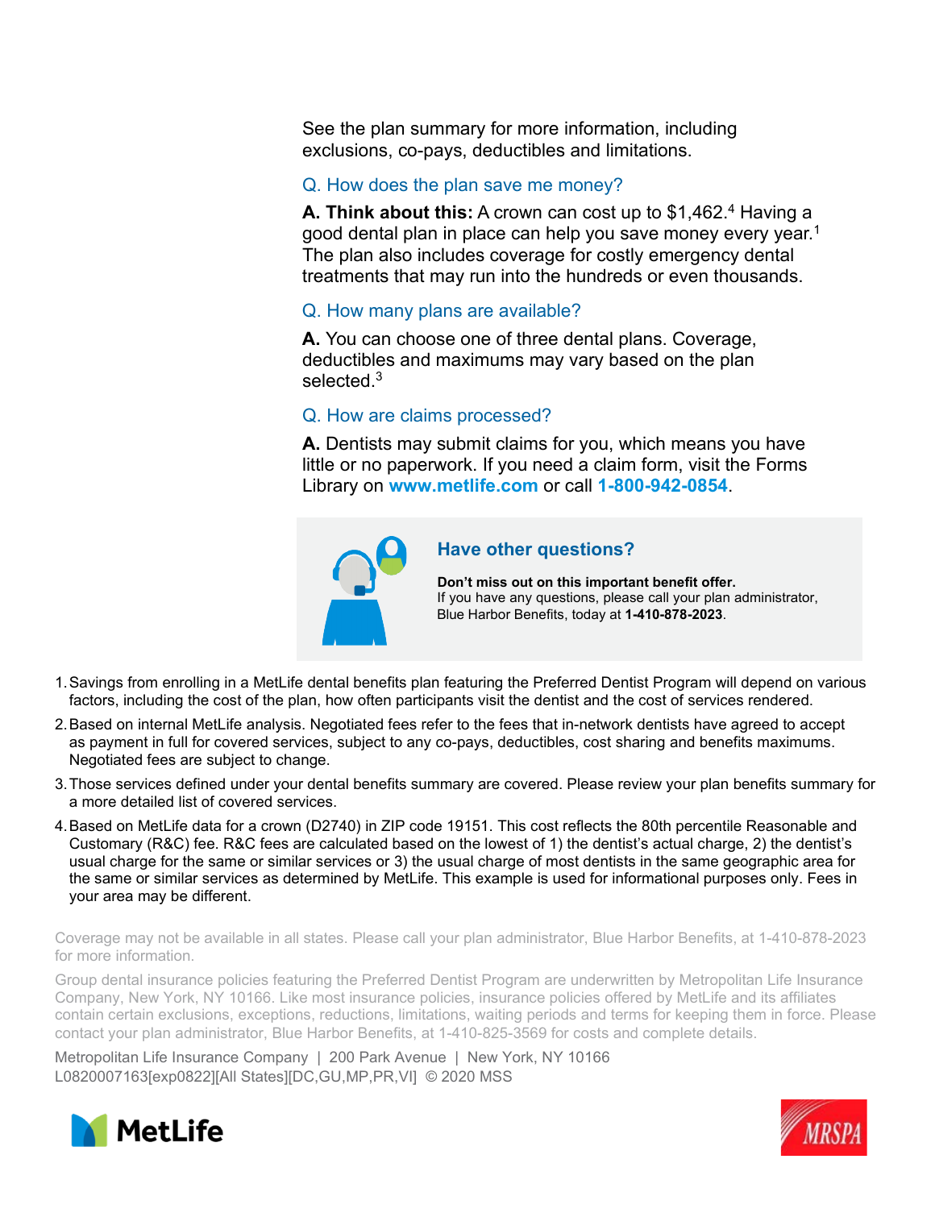See the plan summary for more information, including exclusions, co-pays, deductibles and limitations.

### Q. How does the plan save me money?

**A. Think about this:** A crown can cost up to $1,462.[4] Having a good dental plan in place can help you save money every year.[1] The plan also includes coverage for costly emergency dental treatments that may run into the hundreds or even thousands.

### Q. How many plans are available?

**A.** You can choose one of three dental plans. Coverage, deductibles and maximums may vary based on the plan selected.[3]

### Q. How are claims processed?

**A.** Dentists may submit claims for you, which means you have little or no paperwork. If you need a claim form, visit the Forms Library on **www.metlife.com** or call **1-800-942-0854**.

### Have other questions?

**Don't miss out on this important benefit offer.**
If you have any questions, please call your plan administrator, Blue Harbor Benefits, today at **1-410-878-2023**.

1. Savings from enrolling in a MetLife dental benefits plan featuring the Preferred Dentist Program will depend on various factors, including the cost of the plan, how often participants visit the dentist and the cost of services rendered.
2. Based on internal MetLife analysis. Negotiated fees refer to the fees that in-network dentists have agreed to accept as payment in full for covered services, subject to any co-pays, deductibles, cost sharing and benefits maximums. Negotiated fees are subject to change.
3. Those services defined under your dental benefits summary are covered. Please review your plan benefits summary for a more detailed list of covered services.
4. Based on MetLife data for a crown (D2740) in ZIP code 19151. This cost reflects the 80th percentile Reasonable and Customary (R&C) fee. R&C fees are calculated based on the lowest of 1) the dentist's actual charge, 2) the dentist's usual charge for the same or similar services or 3) the usual charge of most dentists in the same geographic area for the same or similar services as determined by MetLife. This example is used for informational purposes only. Fees in your area may be different.

Coverage may not be available in all states. Please call your plan administrator, Blue Harbor Benefits, at 1-410-878-2023 for more information.

Group dental insurance policies featuring the Preferred Dentist Program are underwritten by Metropolitan Life Insurance Company, New York, NY 10166. Like most insurance policies, insurance policies offered by MetLife and its affiliates contain certain exclusions, exceptions, reductions, limitations, waiting periods and terms for keeping them in force. Please contact your plan administrator, Blue Harbor Benefits, at 1-410-825-3569 for costs and complete details.

Metropolitan Life Insurance Company | 200 Park Avenue | New York, NY 10166
L0820007163[exp0822][All States][DC,GU,MP,PR,VI] © 2020 MSS

MetLife

MRSPA